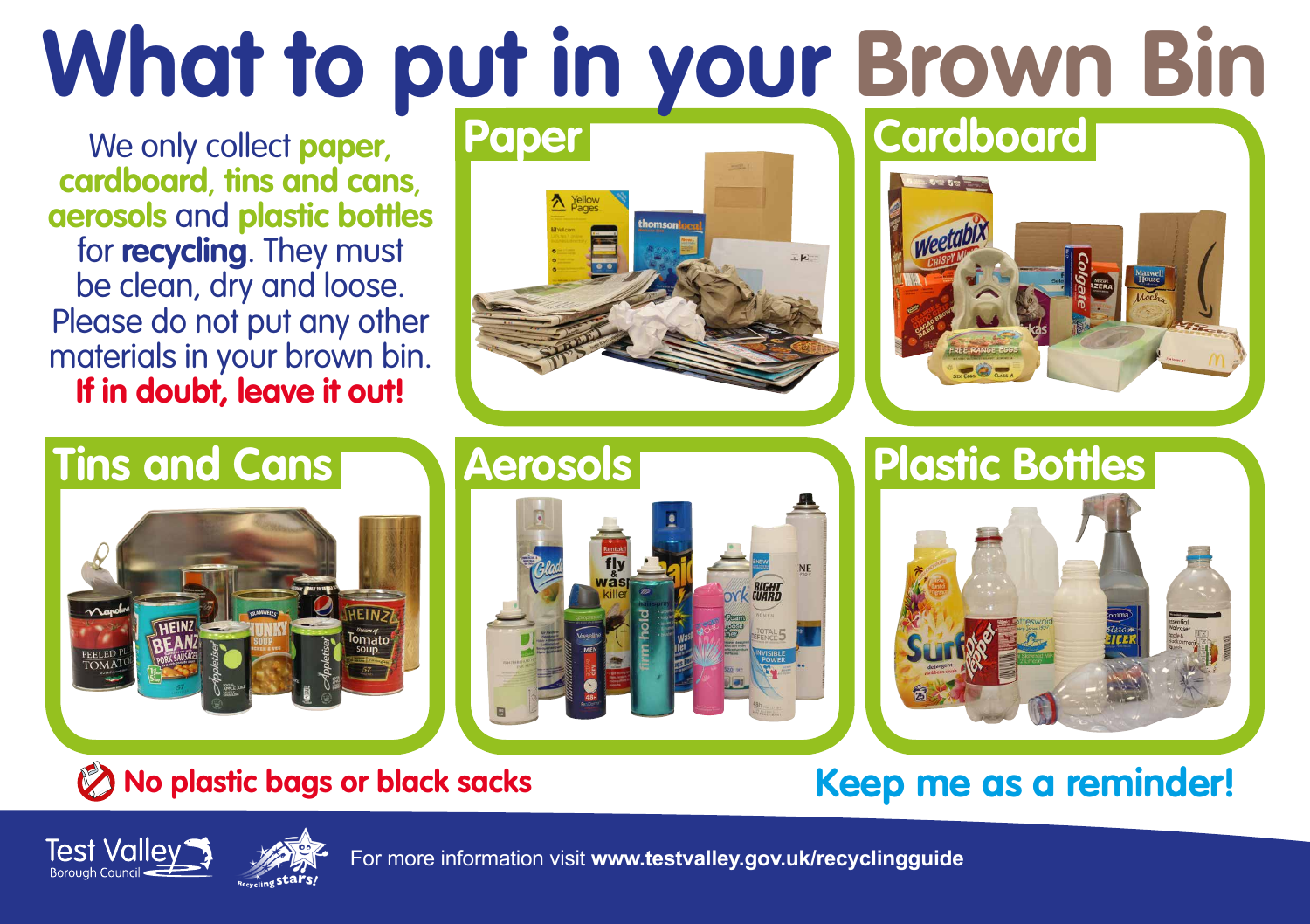# What to put in your Brown Bin

We only collect **paper, cardboard, tins and cans, aerosols** and **plastic bottles** for **recycling**. They must be clean, dry and loose. Please do not put any other materials in your brown bin.
**If in doubt, leave it out!**

## Paper

## Cardboard

## Tins and Cans

## Aerosols

## Plastic Bottles

**No plastic bags or black sacks**

**Keep me as a reminder!**

For more information visit **www.testvalley.gov.uk/recyclingguide**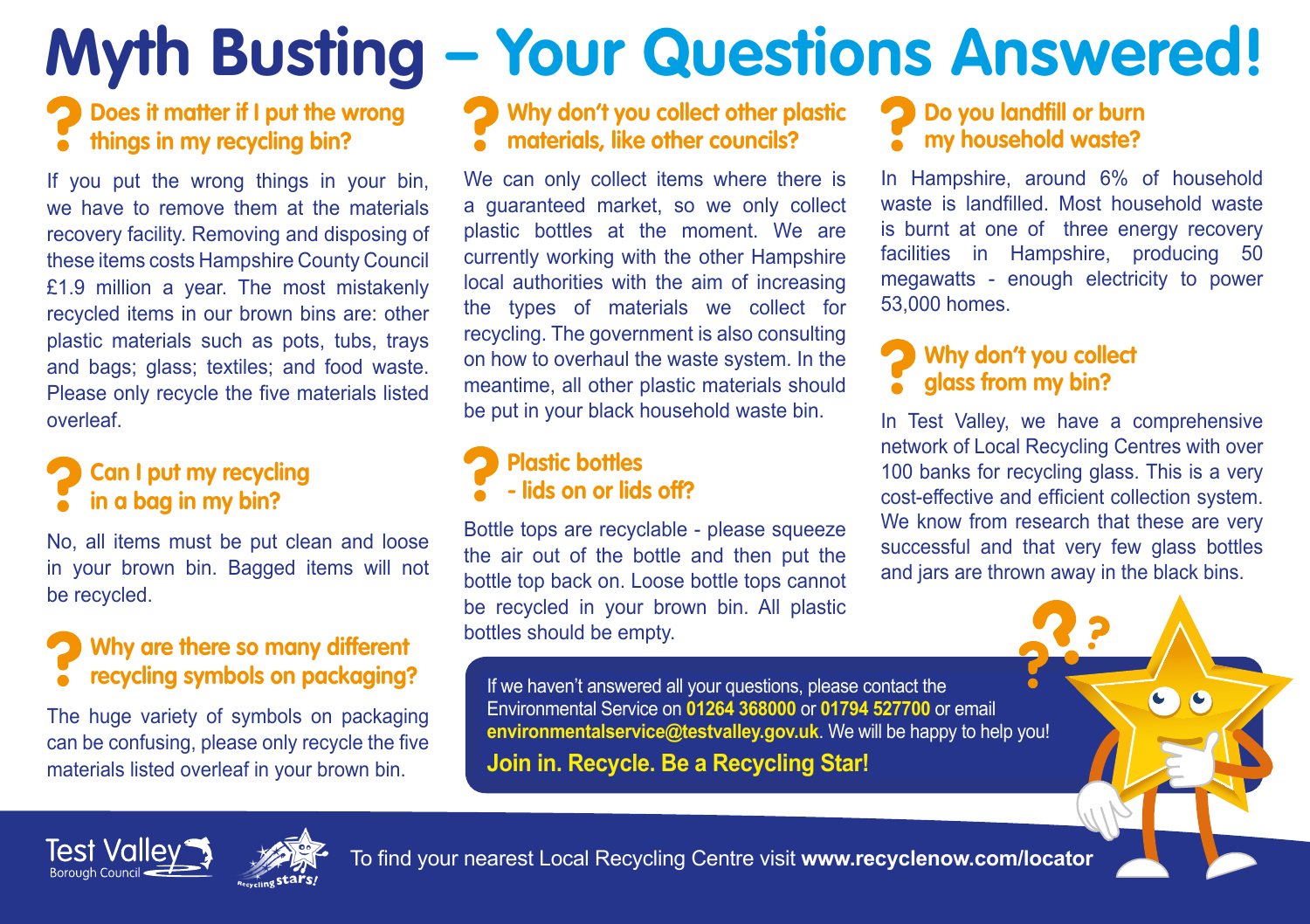# Myth Busting – Your Questions Answered!

## Does it matter if I put the wrong things in my recycling bin?

If you put the wrong things in your bin, we have to remove them at the materials recovery facility. Removing and disposing of these items costs Hampshire County Council £1.9 million a year. The most mistakenly recycled items in our brown bins are: other plastic materials such as pots, tubs, trays and bags; glass; textiles; and food waste. Please only recycle the five materials listed overleaf.

## Can I put my recycling in a bag in my bin?

No, all items must be put clean and loose in your brown bin. Bagged items will not be recycled.

## Why are there so many different recycling symbols on packaging?

The huge variety of symbols on packaging can be confusing, please only recycle the five materials listed overleaf in your brown bin.

## Why don't you collect other plastic materials, like other councils?

We can only collect items where there is a guaranteed market, so we only collect plastic bottles at the moment. We are currently working with the other Hampshire local authorities with the aim of increasing the types of materials we collect for recycling. The government is also consulting on how to overhaul the waste system. In the meantime, all other plastic materials should be put in your black household waste bin.

## Plastic bottles - lids on or lids off?

Bottle tops are recyclable - please squeeze the air out of the bottle and then put the bottle top back on. Loose bottle tops cannot be recycled in your brown bin. All plastic bottles should be empty.

## Do you landfill or burn my household waste?

In Hampshire, around 6% of household waste is landfilled. Most household waste is burnt at one of three energy recovery facilities in Hampshire, producing 50 megawatts - enough electricity to power 53,000 homes.

## Why don't you collect glass from my bin?

In Test Valley, we have a comprehensive network of Local Recycling Centres with over 100 banks for recycling glass. This is a very cost-effective and efficient collection system. We know from research that these are very successful and that very few glass bottles and jars are thrown away in the black bins.

If we haven't answered all your questions, please contact the Environmental Service on **01264 368000** or **01794 527700** or email **environmentalservice@testvalley.gov.uk**. We will be happy to help you!

**Join in. Recycle. Be a Recycling Star!**

Test Valley Borough Council

Recycling stars!

To find your nearest Local Recycling Centre visit **www.recyclenow.com/locator**